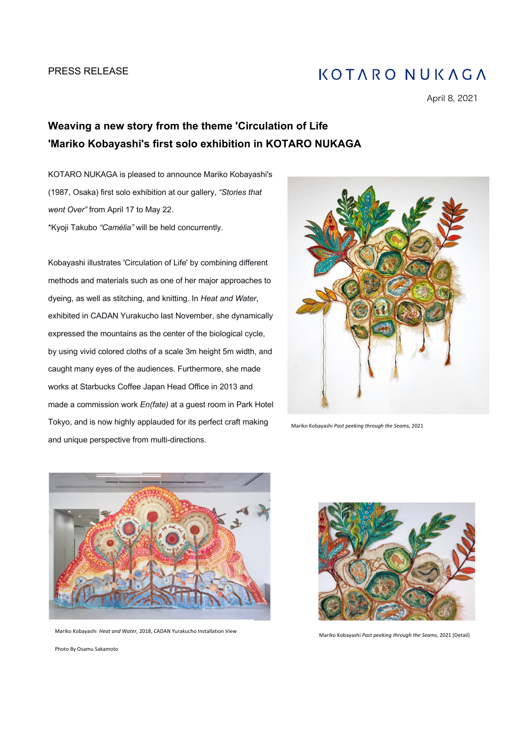PRESS RELEASE

KOTARO NUKAGA

April 8, 2021

## Weaving a new story from the theme 'Circulation of Life 'Mariko Kobayashi's first solo exhibition in KOTARO NUKAGA

KOTARO NUKAGA is pleased to announce Mariko Kobayashi's (1987, Osaka) first solo exhibition at our gallery, *"Stories that went Over"* from April 17 to May 22.
*Kyoji Takubo *"Camélia"* will be held concurrently.

Kobayashi illustrates 'Circulation of Life' by combining different methods and materials such as one of her major approaches to dyeing, as well as stitching, and knitting. In *Heat and Water*, exhibited in CADAN Yurakucho last November, she dynamically expressed the mountains as the center of the biological cycle, by using vivid colored cloths of a scale 3m height 5m width, and caught many eyes of the audiences. Furthermore, she made works at Starbucks Coffee Japan Head Office in 2013 and made a commission work *En(fate)* at a guest room in Park Hotel Tokyo, and is now highly applauded for its perfect craft making and unique perspective from multi-directions.

Mariko Kobayashi *Past peeking through the Seams,* 2021

Mariko Kobayashi *Heat and Water,* 2018, CADAN Yurakucho Installation View

Photo By Osamu Sakamoto

Mariko Kobayashi *Past peeking through the Seams,* 2021 (Detail)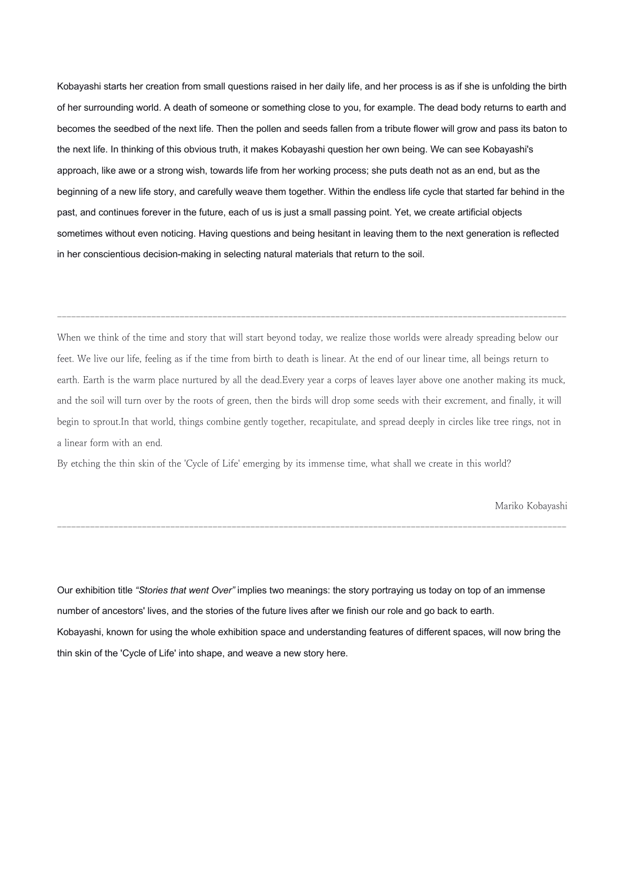Kobayashi starts her creation from small questions raised in her daily life, and her process is as if she is unfolding the birth of her surrounding world. A death of someone or something close to you, for example. The dead body returns to earth and becomes the seedbed of the next life. Then the pollen and seeds fallen from a tribute flower will grow and pass its baton to the next life. In thinking of this obvious truth, it makes Kobayashi question her own being. We can see Kobayashi's approach, like awe or a strong wish, towards life from her working process; she puts death not as an end, but as the beginning of a new life story, and carefully weave them together. Within the endless life cycle that started far behind in the past, and continues forever in the future, each of us is just a small passing point. Yet, we create artificial objects sometimes without even noticing. Having questions and being hesitant in leaving them to the next generation is reflected in her conscientious decision-making in selecting natural materials that return to the soil.

---

When we think of the time and story that will start beyond today, we realize those worlds were already spreading below our feet. We live our life, feeling as if the time from birth to death is linear. At the end of our linear time, all beings return to earth. Earth is the warm place nurtured by all the dead.Every year a corps of leaves layer above one another making its muck, and the soil will turn over by the roots of green, then the birds will drop some seeds with their excrement, and finally, it will begin to sprout.In that world, things combine gently together, recapitulate, and spread deeply in circles like tree rings, not in a linear form with an end.

By etching the thin skin of the 'Cycle of Life' emerging by its immense time, what shall we create in this world?

Mariko Kobayashi

---

Our exhibition title *"Stories that went Over"* implies two meanings: the story portraying us today on top of an immense number of ancestors' lives, and the stories of the future lives after we finish our role and go back to earth.

Kobayashi, known for using the whole exhibition space and understanding features of different spaces, will now bring the thin skin of the 'Cycle of Life' into shape, and weave a new story here.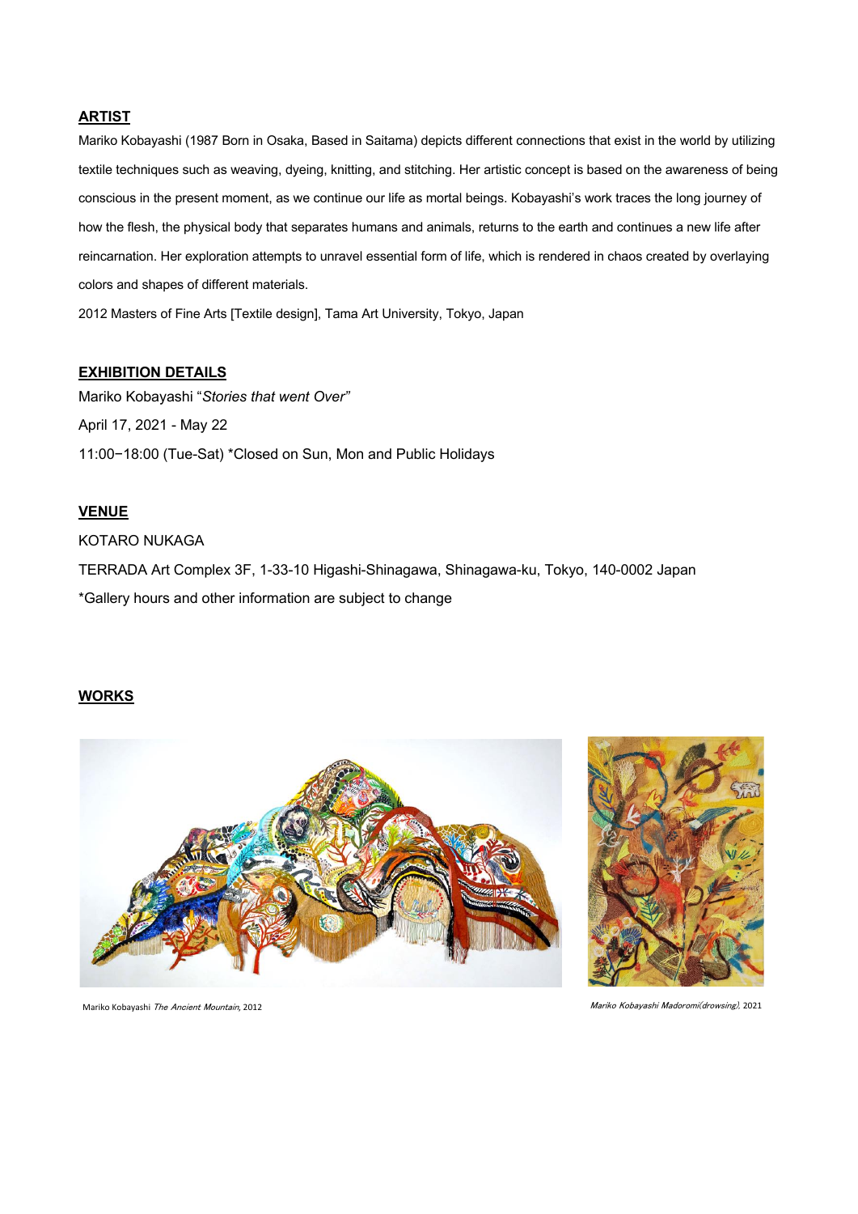## ARTIST

Mariko Kobayashi (1987 Born in Osaka, Based in Saitama) depicts different connections that exist in the world by utilizing textile techniques such as weaving, dyeing, knitting, and stitching. Her artistic concept is based on the awareness of being conscious in the present moment, as we continue our life as mortal beings. Kobayashi's work traces the long journey of how the flesh, the physical body that separates humans and animals, returns to the earth and continues a new life after reincarnation. Her exploration attempts to unravel essential form of life, which is rendered in chaos created by overlaying colors and shapes of different materials.

2012 Masters of Fine Arts [Textile design], Tama Art University, Tokyo, Japan

## EXHIBITION DETAILS

Mariko Kobayashi "*Stories that went Over"*

April 17, 2021 - May 22

11:00−18:00 (Tue-Sat) *Closed on Sun, Mon and Public Holidays

## VENUE

KOTARO NUKAGA

TERRADA Art Complex 3F, 1-33-10 Higashi-Shinagawa, Shinagawa-ku, Tokyo, 140-0002 Japan

*Gallery hours and other information are subject to change

## WORKS

Mariko Kobayashi *The Ancient Mountain*, 2012

*Mariko Kobayashi Madoromi(drowsing)*, 2021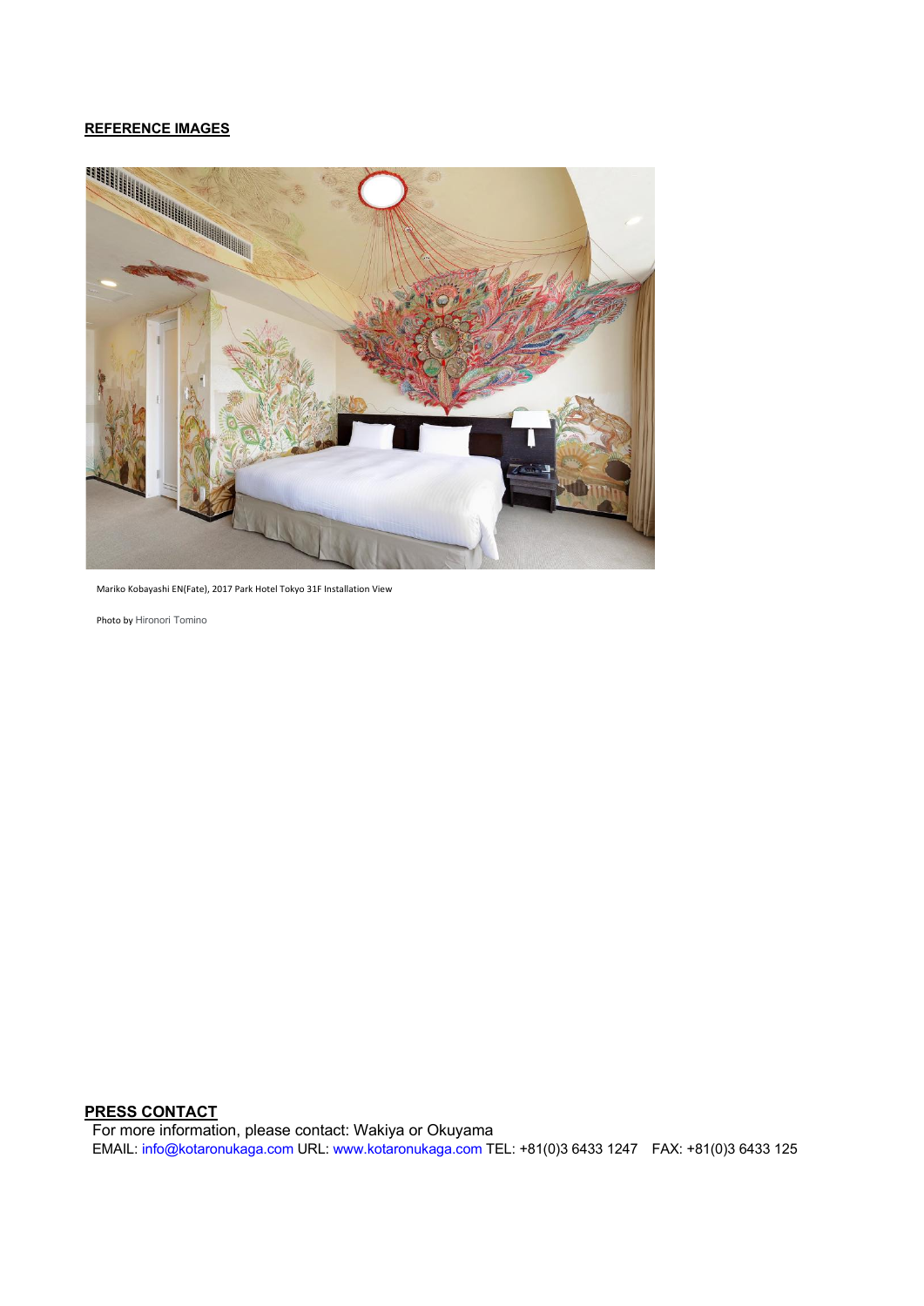## REFERENCE IMAGES

Mariko Kobayashi EN(Fate), 2017 Park Hotel Tokyo 31F Installation View

Photo by Hironori Tomino

## PRESS CONTACT

For more information, please contact: Wakiya or Okuyama
EMAIL: info@kotaronukaga.com URL: www.kotaronukaga.com TEL: +81(0)3 6433 1247 FAX: +81(0)3 6433 125